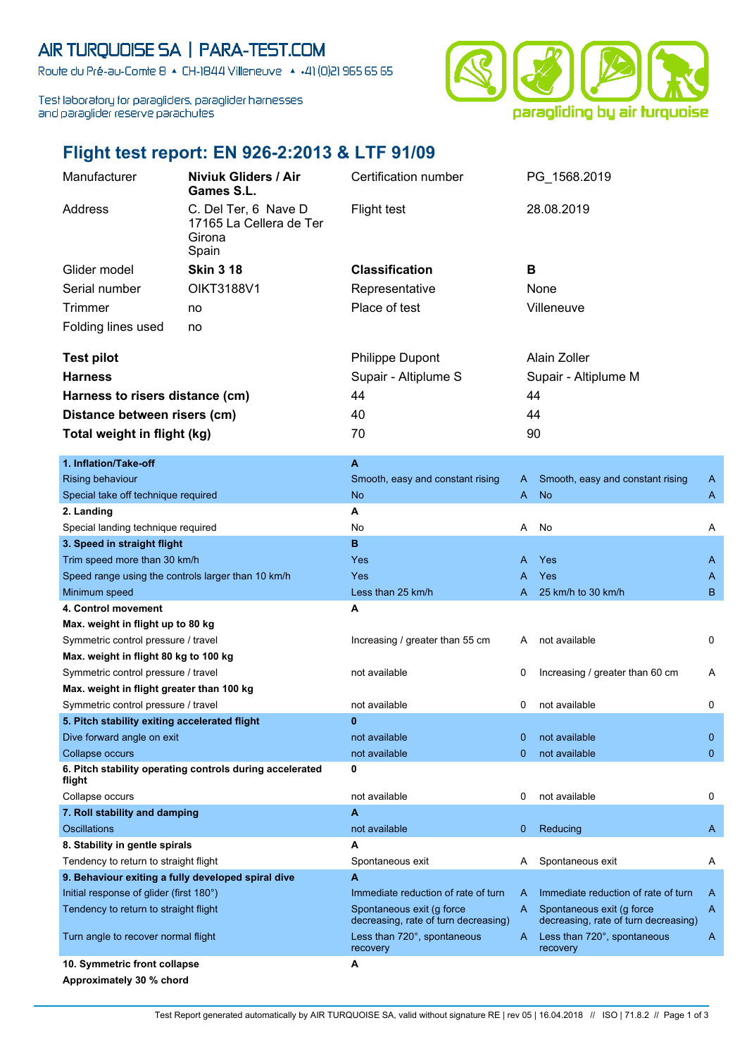AIR TURQUOISE SA | PARA-TEST.COM

Route du Pré-au-Comte 8 ▲ CH-1844 Villeneuve ▲ +41 (0)21 965 65 65

Test laboratory for paragliders, paraglider harnesses and paraglider reserve parachutes

# Flight test report: EN 926-2:2013 & LTF 91/09

| | | | |
|---|---|---|---|
| Manufacturer | **Niviuk Gliders / Air Games S.L.** | Certification number | PG_1568.2019 |
| Address | C. Del Ter, 6 Nave D 17165 La Cellera de Ter Girona Spain | Flight test | 28.08.2019 |
| Glider model | **Skin 3 18** | **Classification** | **B** |
| Serial number | OIKT3188V1 | Representative | None |
| Trimmer | no | Place of test | Villeneuve |
| Folding lines used | no | | |

| | | |
|---|---|---|
| **Test pilot** | Philippe Dupont | Alain Zoller |
| **Harness** | Supair - Altiplume S | Supair - Altiplume M |
| **Harness to risers distance (cm)** | 44 | 44 |
| **Distance between risers (cm)** | 40 | 44 |
| **Total weight in flight (kg)** | 70 | 90 |

| | | | | |
|---|---|---|---|---|
| **1. Inflation/Take-off** | **A** | | | |
| Rising behaviour | Smooth, easy and constant rising | A | Smooth, easy and constant rising | A |
| Special take off technique required | No | A | No | A |
| **2. Landing** | **A** | | | |
| Special landing technique required | No | A | No | A |
| **3. Speed in straight flight** | **B** | | | |
| Trim speed more than 30 km/h | Yes | A | Yes | A |
| Speed range using the controls larger than 10 km/h | Yes | A | Yes | A |
| Minimum speed | Less than 25 km/h | A | 25 km/h to 30 km/h | B |
| **4. Control movement** | **A** | | | |
| **Max. weight in flight up to 80 kg** | | | | |
| Symmetric control pressure / travel | Increasing / greater than 55 cm | A | not available | 0 |
| **Max. weight in flight 80 kg to 100 kg** | | | | |
| Symmetric control pressure / travel | not available | 0 | Increasing / greater than 60 cm | A |
| **Max. weight in flight greater than 100 kg** | | | | |
| Symmetric control pressure / travel | not available | 0 | not available | 0 |
| **5. Pitch stability exiting accelerated flight** | **0** | | | |
| Dive forward angle on exit | not available | 0 | not available | 0 |
| Collapse occurs | not available | 0 | not available | 0 |
| **6. Pitch stability operating controls during accelerated flight** | **0** | | | |
| Collapse occurs | not available | 0 | not available | 0 |
| **7. Roll stability and damping** | **A** | | | |
| Oscillations | not available | 0 | Reducing | A |
| **8. Stability in gentle spirals** | **A** | | | |
| Tendency to return to straight flight | Spontaneous exit | A | Spontaneous exit | A |
| **9. Behaviour exiting a fully developed spiral dive** | **A** | | | |
| Initial response of glider (first 180°) | Immediate reduction of rate of turn | A | Immediate reduction of rate of turn | A |
| Tendency to return to straight flight | Spontaneous exit (g force decreasing, rate of turn decreasing) | A | Spontaneous exit (g force decreasing, rate of turn decreasing) | A |
| Turn angle to recover normal flight | Less than 720°, spontaneous recovery | A | Less than 720°, spontaneous recovery | A |
| **10. Symmetric front collapse** | **A** | | | |
| **Approximately 30 % chord** | | | | |

Test Report generated automatically by AIR TURQUOISE SA, valid without signature RE | rev 05 | 16.04.2018 // ISO | 71.8.2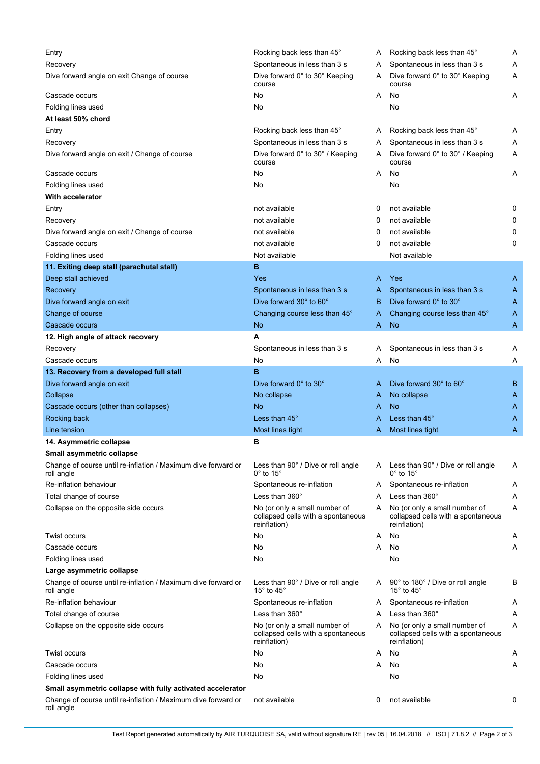| | | | | |
|---|---|---|---|---|
| Entry | Rocking back less than 45° | A | Rocking back less than 45° | A |
| Recovery | Spontaneous in less than 3 s | A | Spontaneous in less than 3 s | A |
| Dive forward angle on exit Change of course | Dive forward 0° to 30° Keeping course | A | Dive forward 0° to 30° Keeping course | A |
| Cascade occurs | No | A | No | A |
| Folding lines used | No | | No | |
| **At least 50% chord** | | | | |
| Entry | Rocking back less than 45° | A | Rocking back less than 45° | A |
| Recovery | Spontaneous in less than 3 s | A | Spontaneous in less than 3 s | A |
| Dive forward angle on exit / Change of course | Dive forward 0° to 30° / Keeping course | A | Dive forward 0° to 30° / Keeping course | A |
| Cascade occurs | No | A | No | A |
| Folding lines used | No | | No | |
| **With accelerator** | | | | |
| Entry | not available | 0 | not available | 0 |
| Recovery | not available | 0 | not available | 0 |
| Dive forward angle on exit / Change of course | not available | 0 | not available | 0 |
| Cascade occurs | not available | 0 | not available | 0 |
| Folding lines used | Not available | | Not available | |
| **11. Exiting deep stall (parachutal stall)** | **B** | | | |
| Deep stall achieved | Yes | A | Yes | A |
| Recovery | Spontaneous in less than 3 s | A | Spontaneous in less than 3 s | A |
| Dive forward angle on exit | Dive forward 30° to 60° | B | Dive forward 0° to 30° | A |
| Change of course | Changing course less than 45° | A | Changing course less than 45° | A |
| Cascade occurs | No | A | No | A |
| **12. High angle of attack recovery** | **A** | | | |
| Recovery | Spontaneous in less than 3 s | A | Spontaneous in less than 3 s | A |
| Cascade occurs | No | A | No | A |
| **13. Recovery from a developed full stall** | **B** | | | |
| Dive forward angle on exit | Dive forward 0° to 30° | A | Dive forward 30° to 60° | B |
| Collapse | No collapse | A | No collapse | A |
| Cascade occurs (other than collapses) | No | A | No | A |
| Rocking back | Less than 45° | A | Less than 45° | A |
| Line tension | Most lines tight | A | Most lines tight | A |
| **14. Asymmetric collapse** | **B** | | | |
| **Small asymmetric collapse** | | | | |
| Change of course until re-inflation / Maximum dive forward or roll angle | Less than 90° / Dive or roll angle 0° to 15° | A | Less than 90° / Dive or roll angle 0° to 15° | A |
| Re-inflation behaviour | Spontaneous re-inflation | A | Spontaneous re-inflation | A |
| Total change of course | Less than 360° | A | Less than 360° | A |
| Collapse on the opposite side occurs | No (or only a small number of collapsed cells with a spontaneous reinflation) | A | No (or only a small number of collapsed cells with a spontaneous reinflation) | A |
| Twist occurs | No | A | No | A |
| Cascade occurs | No | A | No | A |
| Folding lines used | No | | No | |
| **Large asymmetric collapse** | | | | |
| Change of course until re-inflation / Maximum dive forward or roll angle | Less than 90° / Dive or roll angle 15° to 45° | A | 90° to 180° / Dive or roll angle 15° to 45° | B |
| Re-inflation behaviour | Spontaneous re-inflation | A | Spontaneous re-inflation | A |
| Total change of course | Less than 360° | A | Less than 360° | A |
| Collapse on the opposite side occurs | No (or only a small number of collapsed cells with a spontaneous reinflation) | A | No (or only a small number of collapsed cells with a spontaneous reinflation) | A |
| Twist occurs | No | A | No | A |
| Cascade occurs | No | A | No | A |
| Folding lines used | No | | No | |
| **Small asymmetric collapse with fully activated accelerator** | | | | |
| Change of course until re-inflation / Maximum dive forward or roll angle | not available | 0 | not available | 0 |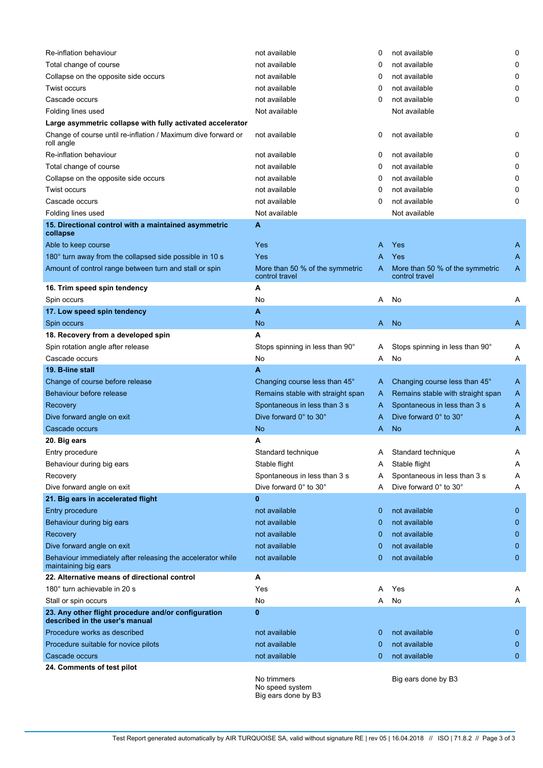| | | | | |
|---|---|---|---|---|
| Re-inflation behaviour | not available | 0 | not available | 0 |
| Total change of course | not available | 0 | not available | 0 |
| Collapse on the opposite side occurs | not available | 0 | not available | 0 |
| Twist occurs | not available | 0 | not available | 0 |
| Cascade occurs | not available | 0 | not available | 0 |
| Folding lines used | Not available | | Not available | |
| **Large asymmetric collapse with fully activated accelerator** | | | | |
| Change of course until re-inflation / Maximum dive forward or roll angle | not available | 0 | not available | 0 |
| Re-inflation behaviour | not available | 0 | not available | 0 |
| Total change of course | not available | 0 | not available | 0 |
| Collapse on the opposite side occurs | not available | 0 | not available | 0 |
| Twist occurs | not available | 0 | not available | 0 |
| Cascade occurs | not available | 0 | not available | 0 |
| Folding lines used | Not available | | Not available | |
| **15. Directional control with a maintained asymmetric collapse** | **A** | | | |
| Able to keep course | Yes | A | Yes | A |
| 180° turn away from the collapsed side possible in 10 s | Yes | A | Yes | A |
| Amount of control range between turn and stall or spin | More than 50 % of the symmetric control travel | A | More than 50 % of the symmetric control travel | A |
| **16. Trim speed spin tendency** | **A** | | | |
| Spin occurs | No | A | No | A |
| **17. Low speed spin tendency** | **A** | | | |
| Spin occurs | No | A | No | A |
| **18. Recovery from a developed spin** | **A** | | | |
| Spin rotation angle after release | Stops spinning in less than 90° | A | Stops spinning in less than 90° | A |
| Cascade occurs | No | A | No | A |
| **19. B-line stall** | **A** | | | |
| Change of course before release | Changing course less than 45° | A | Changing course less than 45° | A |
| Behaviour before release | Remains stable with straight span | A | Remains stable with straight span | A |
| Recovery | Spontaneous in less than 3 s | A | Spontaneous in less than 3 s | A |
| Dive forward angle on exit | Dive forward 0° to 30° | A | Dive forward 0° to 30° | A |
| Cascade occurs | No | A | No | A |
| **20. Big ears** | **A** | | | |
| Entry procedure | Standard technique | A | Standard technique | A |
| Behaviour during big ears | Stable flight | A | Stable flight | A |
| Recovery | Spontaneous in less than 3 s | A | Spontaneous in less than 3 s | A |
| Dive forward angle on exit | Dive forward 0° to 30° | A | Dive forward 0° to 30° | A |
| **21. Big ears in accelerated flight** | **0** | | | |
| Entry procedure | not available | 0 | not available | 0 |
| Behaviour during big ears | not available | 0 | not available | 0 |
| Recovery | not available | 0 | not available | 0 |
| Dive forward angle on exit | not available | 0 | not available | 0 |
| Behaviour immediately after releasing the accelerator while maintaining big ears | not available | 0 | not available | 0 |
| **22. Alternative means of directional control** | **A** | | | |
| 180° turn achievable in 20 s | Yes | A | Yes | A |
| Stall or spin occurs | No | A | No | A |
| **23. Any other flight procedure and/or configuration described in the user's manual** | **0** | | | |
| Procedure works as described | not available | 0 | not available | 0 |
| Procedure suitable for novice pilots | not available | 0 | not available | 0 |
| Cascade occurs | not available | 0 | not available | 0 |
| **24. Comments of test pilot** | | | | |
| | No trimmers<br>No speed system<br>Big ears done by B3 | | Big ears done by B3 | |

Test Report generated automatically by AIR TURQUOISE SA, valid without signature RE | rev 05 | 16.04.2018 // ISO | 71.8.2